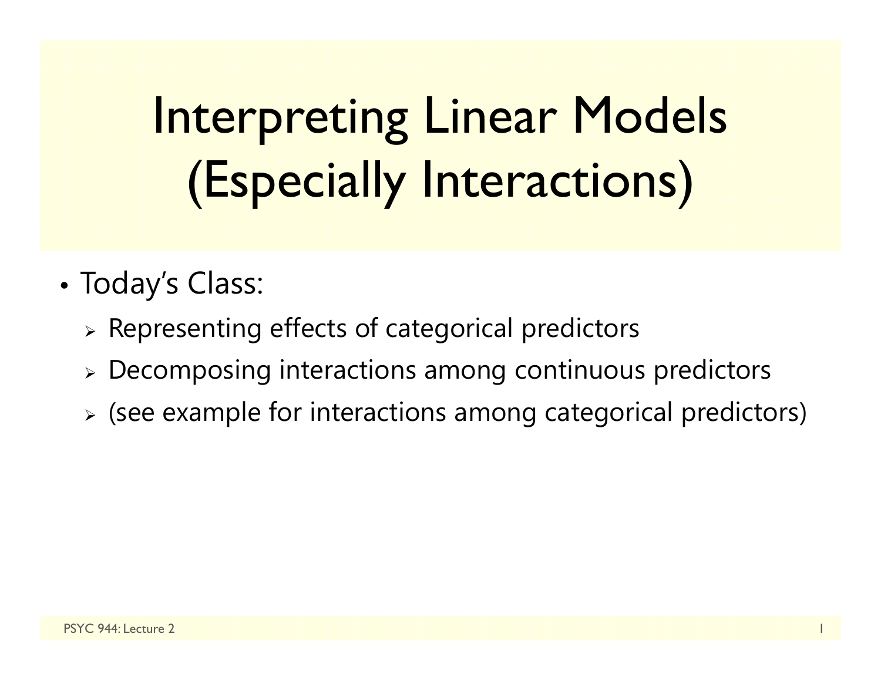# Interpreting Linear Models (Especially Interactions)

- Today's Class:
  - Representing effects of categorical predictors
  - Decomposing interactions among continuous predictors
  - (see example for interactions among categorical predictors)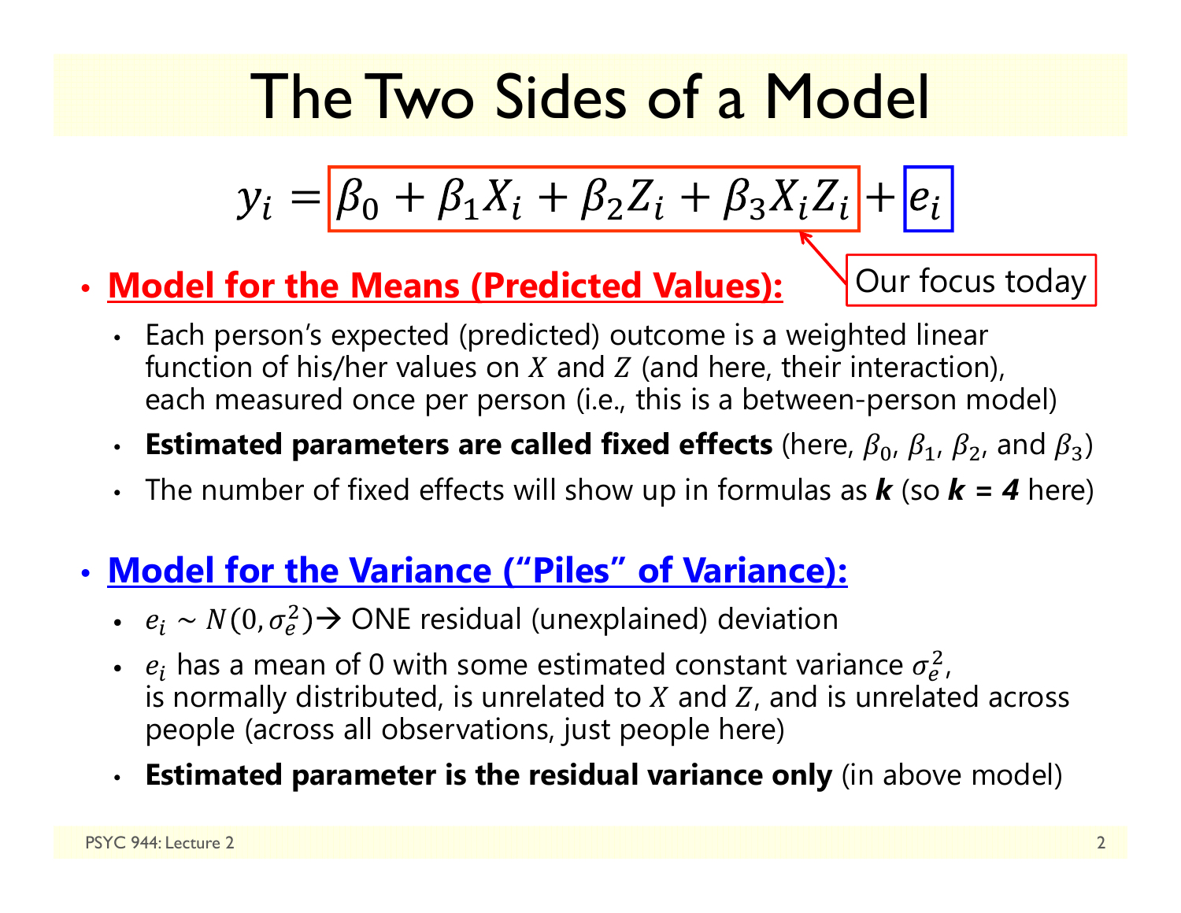# The Two Sides of a Model

$$y_i = \beta_0 + \beta_1 X_i + \beta_2 Z_i + \beta_3 X_i Z_i + e_i$$

Our focus today

- **Model for the Means (Predicted Values):**
  - Each person's expected (predicted) outcome is a weighted linear function of his/her values on $X$ and $Z$ (and here, their interaction), each measured once per person (i.e., this is a between-person model)
  - **Estimated parameters are called fixed effects** (here, $\beta_0$, $\beta_1$, $\beta_2$, and $\beta_3$)
  - The number of fixed effects will show up in formulas as ***k*** (so ***k = 4*** here)

- **Model for the Variance ("Piles" of Variance):**
  - $e_i \sim N(0, \sigma_e^2) \rightarrow$ ONE residual (unexplained) deviation
  - $e_i$ has a mean of 0 with some estimated constant variance $\sigma_e^2$, is normally distributed, is unrelated to $X$ and $Z$, and is unrelated across people (across all observations, just people here)
  - **Estimated parameter is the residual variance only** (in above model)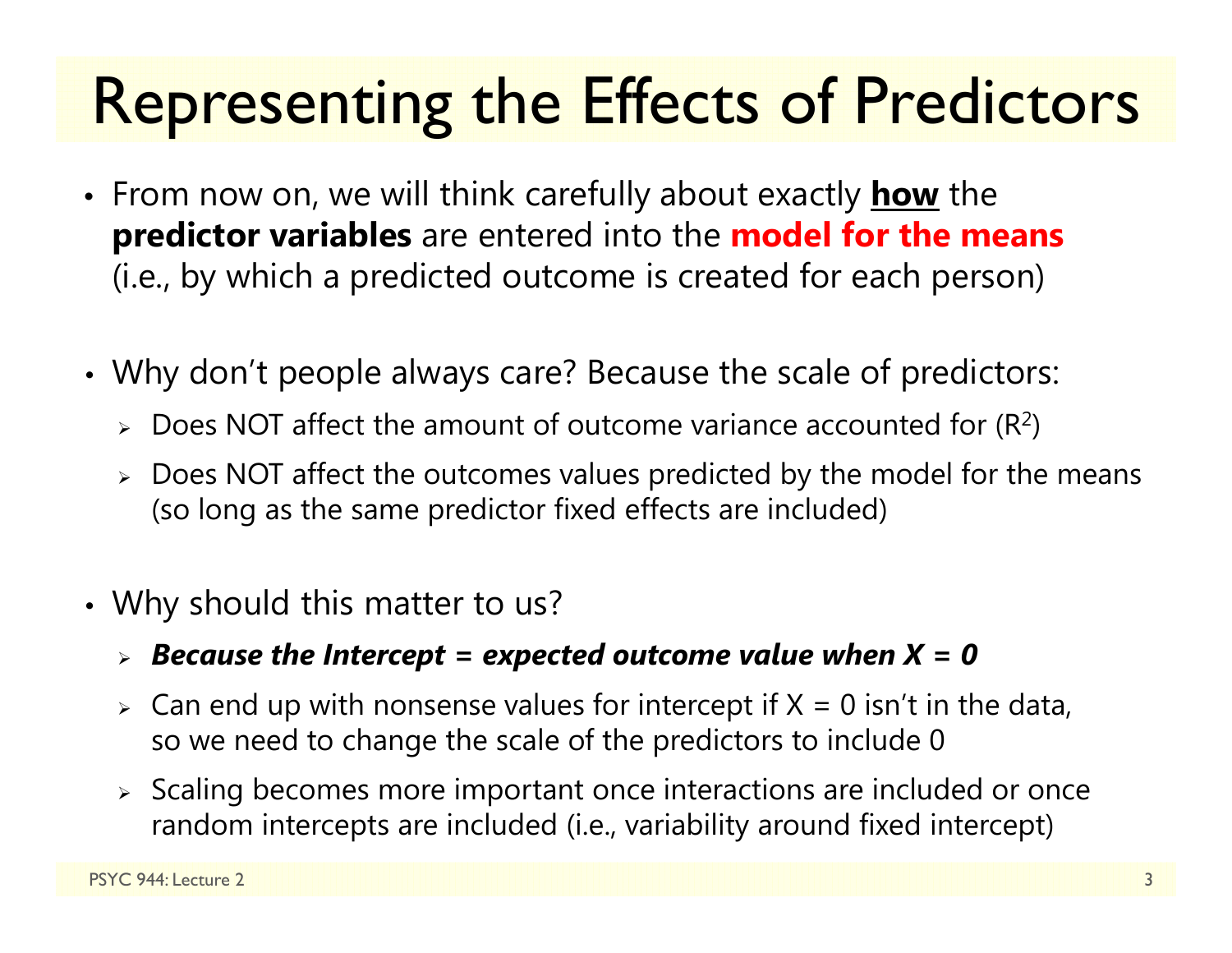# Representing the Effects of Predictors

- From now on, we will think carefully about exactly <u>**how**</u> the **predictor variables** are entered into the **model for the means** (i.e., by which a predicted outcome is created for each person)

- Why don't people always care? Because the scale of predictors:
  - Does NOT affect the amount of outcome variance accounted for ($R^2$)
  - Does NOT affect the outcomes values predicted by the model for the means (so long as the same predictor fixed effects are included)

- Why should this matter to us?
  - ***Because the Intercept = expected outcome value when X = 0***
  - Can end up with nonsense values for intercept if X = 0 isn't in the data, so we need to change the scale of the predictors to include 0
  - Scaling becomes more important once interactions are included or once random intercepts are included (i.e., variability around fixed intercept)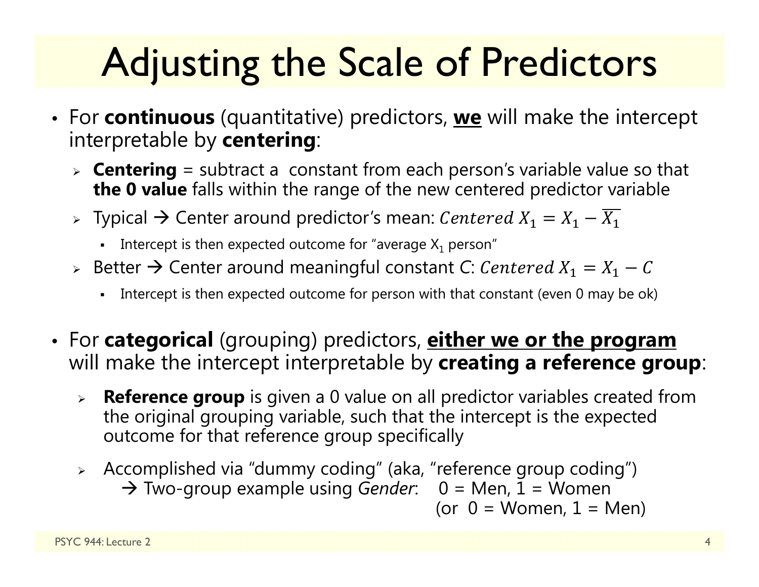# Adjusting the Scale of Predictors

- For **continuous** (quantitative) predictors, **<u>we</u>** will make the intercept interpretable by **centering**:
  - **Centering** = subtract a constant from each person's variable value so that **the 0 value** falls within the range of the new centered predictor variable
  - Typical → Center around predictor's mean: $Centered\ X_1 = X_1 - \overline{X_1}$
    - Intercept is then expected outcome for "average $X_1$ person"
  - Better → Center around meaningful constant *C*: $Centered\ X_1 = X_1 - C$
    - Intercept is then expected outcome for person with that constant (even 0 may be ok)

- For **categorical** (grouping) predictors, **<u>either we or the program</u>** will make the intercept interpretable by **creating a reference group**:
  - **Reference group** is given a 0 value on all predictor variables created from the original grouping variable, such that the intercept is the expected outcome for that reference group specifically
  - Accomplished via "dummy coding" (aka, "reference group coding")
    → Two-group example using *Gender*: 0 = Men, 1 = Women
    (or 0 = Women, 1 = Men)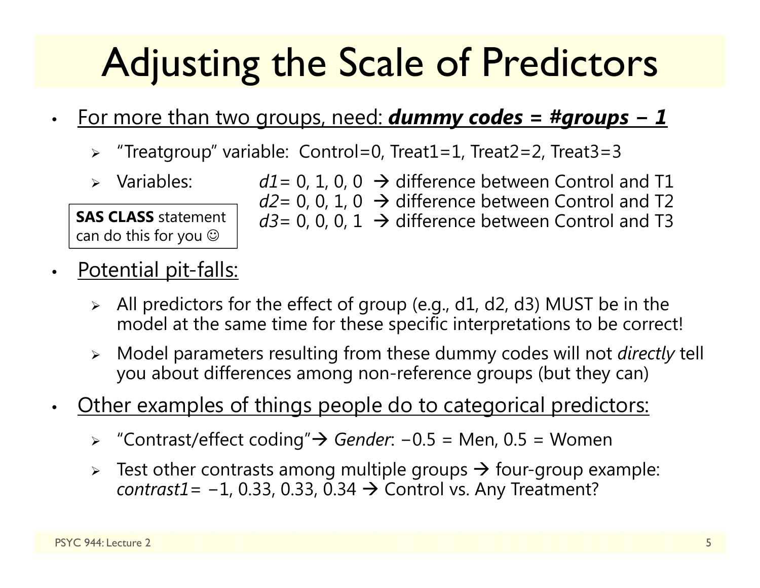# Adjusting the Scale of Predictors

- For more than two groups, need: ***dummy codes = #groups − 1***
  - "Treatgroup" variable: Control=0, Treat1=1, Treat2=2, Treat3=3
  - Variables:
    - *d1*= 0, 1, 0, 0 → difference between Control and T1
    - *d2*= 0, 0, 1, 0 → difference between Control and T2
    - *d3*= 0, 0, 0, 1 → difference between Control and T3

**SAS CLASS** statement can do this for you ☺

- Potential pit-falls:
  - All predictors for the effect of group (e.g., d1, d2, d3) MUST be in the model at the same time for these specific interpretations to be correct!
  - Model parameters resulting from these dummy codes will not *directly* tell you about differences among non-reference groups (but they can)
- Other examples of things people do to categorical predictors:
  - "Contrast/effect coding" → *Gender*: −0.5 = Men, 0.5 = Women
  - Test other contrasts among multiple groups → four-group example: *contrast1*= −1, 0.33, 0.33, 0.34 → Control vs. Any Treatment?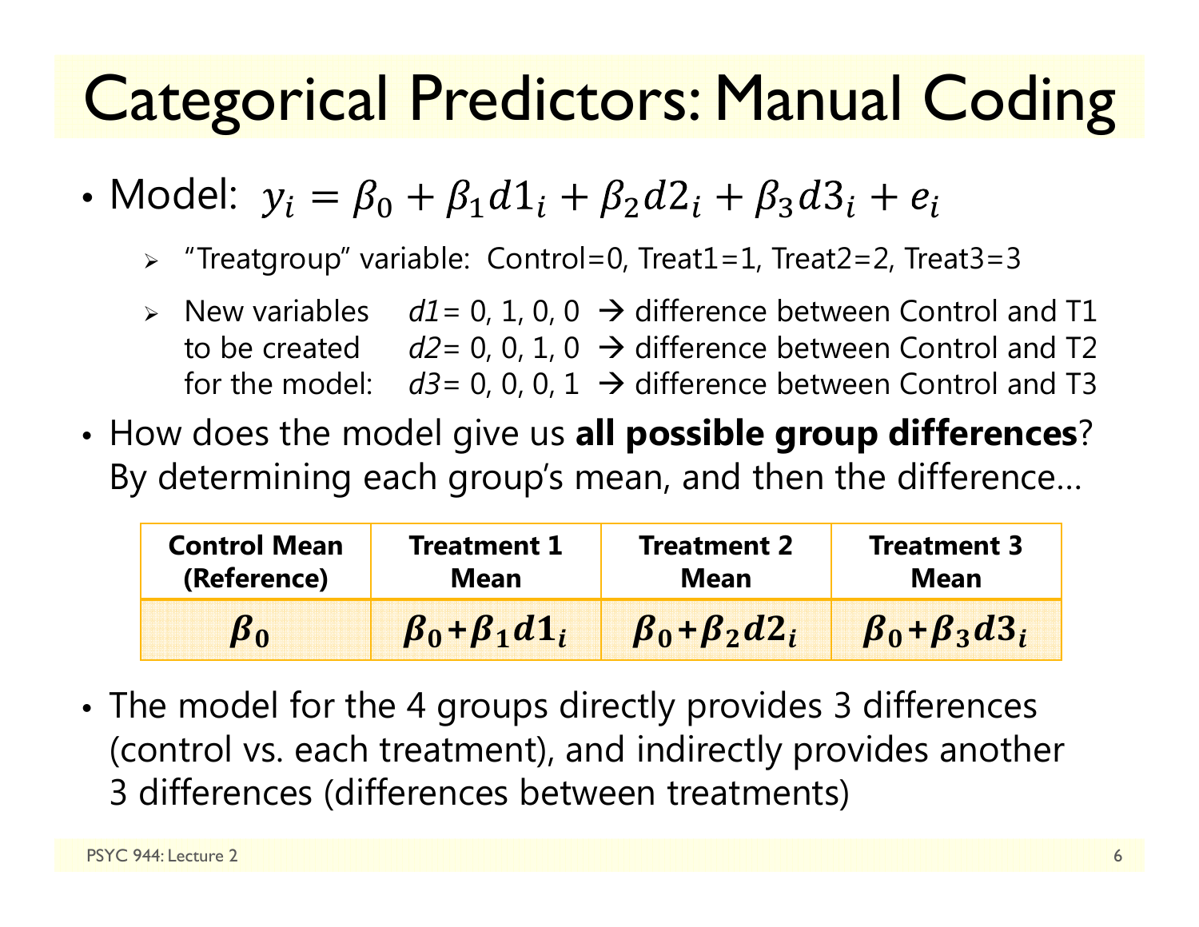# Categorical Predictors: Manual Coding

- Model: $y_i = \beta_0 + \beta_1 d1_i + \beta_2 d2_i + \beta_3 d3_i + e_i$
  - "Treatgroup" variable: Control=0, Treat1=1, Treat2=2, Treat3=3
  - New variables to be created for the model:
    - *d1*= 0, 1, 0, 0 → difference between Control and T1
    - *d2*= 0, 0, 1, 0 → difference between Control and T2
    - *d3*= 0, 0, 0, 1 → difference between Control and T3
- How does the model give us **all possible group differences**? By determining each group's mean, and then the difference…

| Control Mean (Reference) | Treatment 1 Mean | Treatment 2 Mean | Treatment 3 Mean |
|---|---|---|---|
| $\boldsymbol{\beta_0}$ | $\boldsymbol{\beta_0 + \beta_1 d1_i}$ | $\boldsymbol{\beta_0 + \beta_2 d2_i}$ | $\boldsymbol{\beta_0 + \beta_3 d3_i}$ |

- The model for the 4 groups directly provides 3 differences (control vs. each treatment), and indirectly provides another 3 differences (differences between treatments)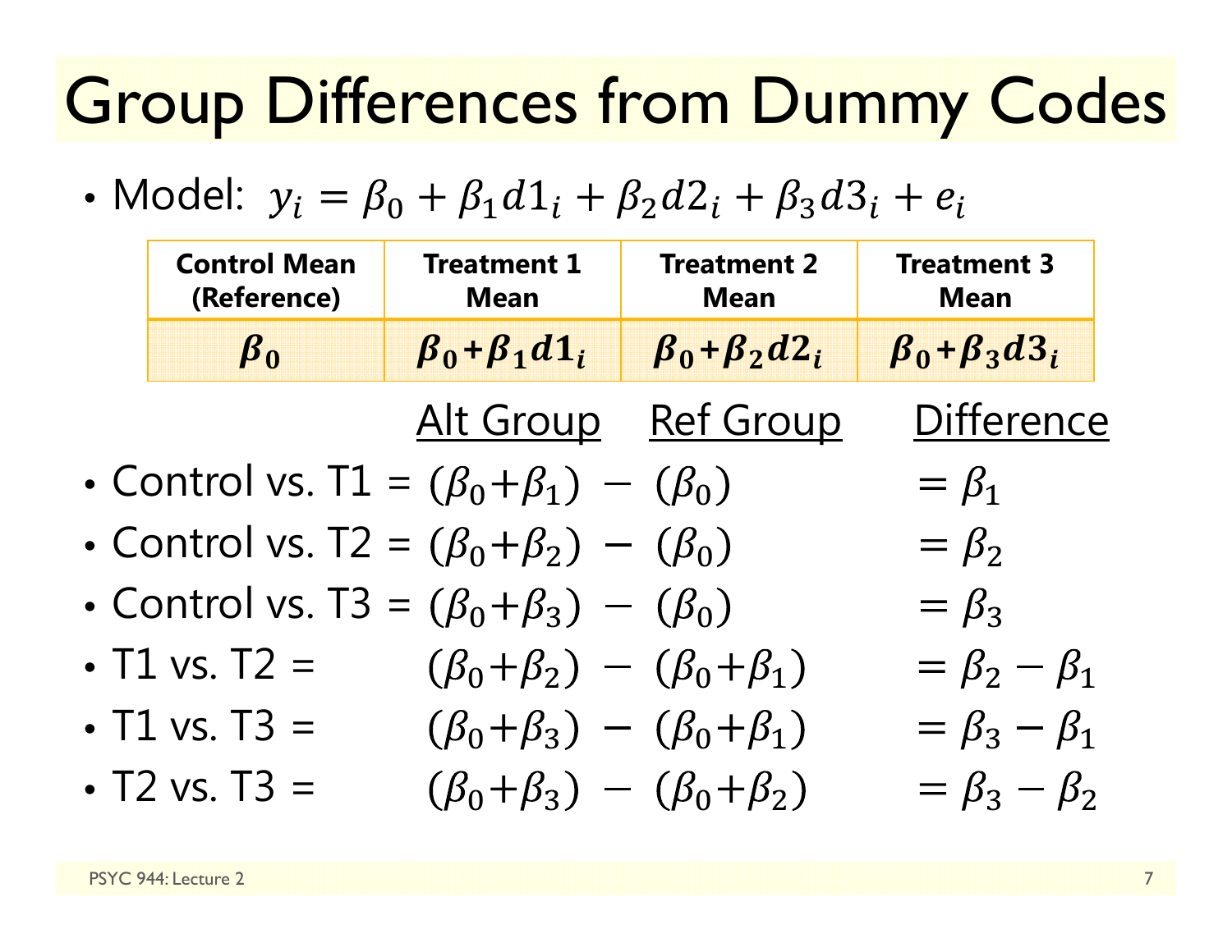# Group Differences from Dummy Codes

- Model: $y_i = \beta_0 + \beta_1 d1_i + \beta_2 d2_i + \beta_3 d3_i + e_i$

| **Control Mean (Reference)** | **Treatment 1 Mean** | **Treatment 2 Mean** | **Treatment 3 Mean** |
|---|---|---|---|
| $\boldsymbol{\beta_0}$ | $\boldsymbol{\beta_0 + \beta_1 d1_i}$ | $\boldsymbol{\beta_0 + \beta_2 d2_i}$ | $\boldsymbol{\beta_0 + \beta_3 d3_i}$ |

| | Alt Group | Ref Group | Difference |
|---|---|---|---|
| Control vs. T1 = | $(\beta_0 + \beta_1)$ − | $(\beta_0)$ | $= \beta_1$ |
| Control vs. T2 = | $(\beta_0 + \beta_2)$ − | $(\beta_0)$ | $= \beta_2$ |
| Control vs. T3 = | $(\beta_0 + \beta_3)$ − | $(\beta_0)$ | $= \beta_3$ |
| T1 vs. T2 = | $(\beta_0 + \beta_2)$ − | $(\beta_0 + \beta_1)$ | $= \beta_2 - \beta_1$ |
| T1 vs. T3 = | $(\beta_0 + \beta_3)$ − | $(\beta_0 + \beta_1)$ | $= \beta_3 - \beta_1$ |
| T2 vs. T3 = | $(\beta_0 + \beta_3)$ − | $(\beta_0 + \beta_2)$ | $= \beta_3 - \beta_2$ |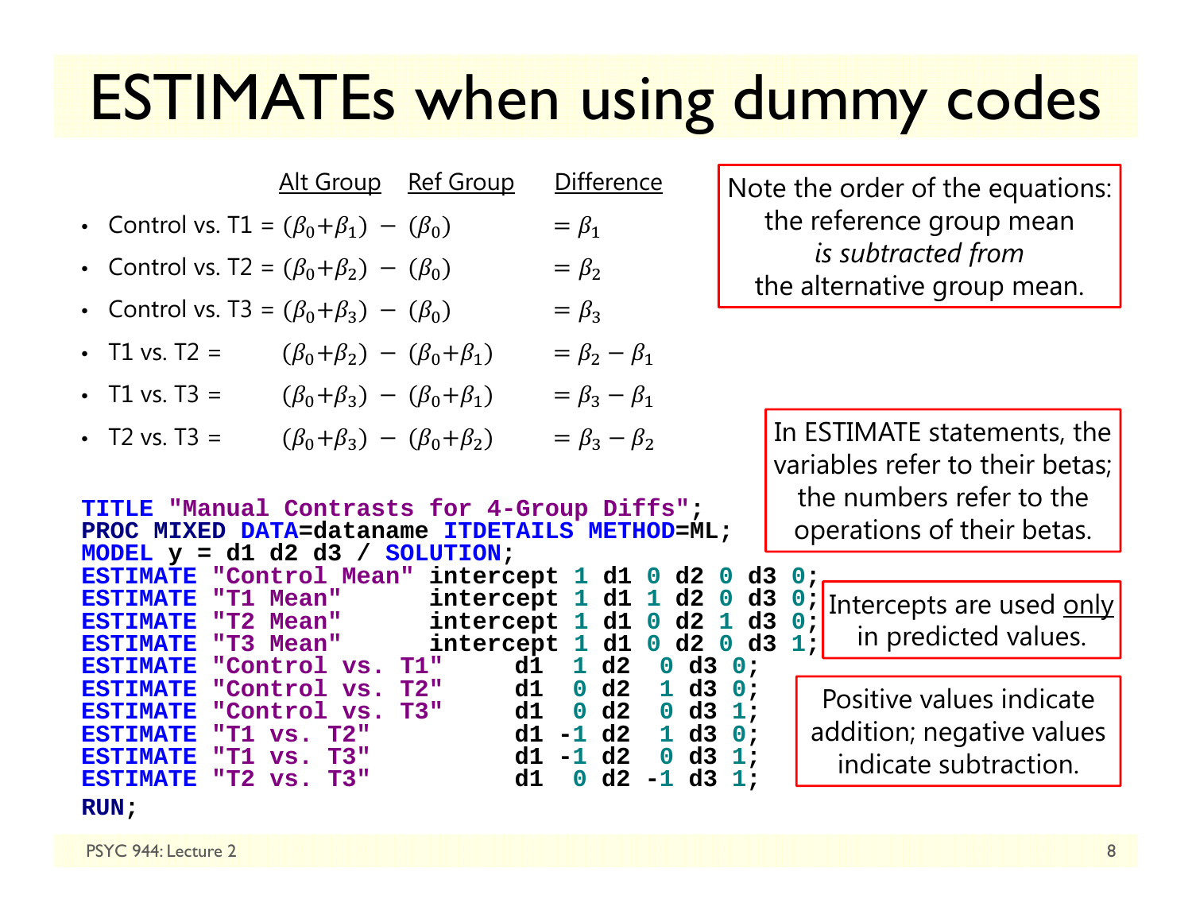# ESTIMATEs when using dummy codes

| | Alt Group | Ref Group | Difference |
|---|---|---|---|
| Control vs. T1 = | $(\beta_0+\beta_1)$ − | $(\beta_0)$ | $= \beta_1$ |
| Control vs. T2 = | $(\beta_0+\beta_2)$ − | $(\beta_0)$ | $= \beta_2$ |
| Control vs. T3 = | $(\beta_0+\beta_3)$ − | $(\beta_0)$ | $= \beta_3$ |
| T1 vs. T2 = | $(\beta_0+\beta_2)$ − | $(\beta_0+\beta_1)$ | $= \beta_2 - \beta_1$ |
| T1 vs. T3 = | $(\beta_0+\beta_3)$ − | $(\beta_0+\beta_1)$ | $= \beta_3 - \beta_1$ |
| T2 vs. T3 = | $(\beta_0+\beta_3)$ − | $(\beta_0+\beta_2)$ | $= \beta_3 - \beta_2$ |

Note the order of the equations: the reference group mean *is subtracted from* the alternative group mean.

```
TITLE "Manual Contrasts for 4-Group Diffs";
PROC MIXED DATA=dataname ITDETAILS METHOD=ML;
MODEL y = d1 d2 d3 / SOLUTION;
ESTIMATE "Control Mean"   intercept 1 d1 0 d2 0 d3 0;
ESTIMATE "T1 Mean"        intercept 1 d1 1 d2 0 d3 0;
ESTIMATE "T2 Mean"        intercept 1 d1 0 d2 1 d3 0;
ESTIMATE "T3 Mean"        intercept 1 d1 0 d2 0 d3 1;
ESTIMATE "Control vs. T1"     d1  1 d2  0 d3 0;
ESTIMATE "Control vs. T2"     d1  0 d2  1 d3 0;
ESTIMATE "Control vs. T3"     d1  0 d2  0 d3 1;
ESTIMATE "T1 vs. T2"          d1 -1 d2  1 d3 0;
ESTIMATE "T1 vs. T3"          d1 -1 d2  0 d3 1;
ESTIMATE "T2 vs. T3"          d1  0 d2 -1 d3 1;
RUN;
```

In ESTIMATE statements, the variables refer to their betas; the numbers refer to the operations of their betas.

Intercepts are used <u>only</u> in predicted values.

Positive values indicate addition; negative values indicate subtraction.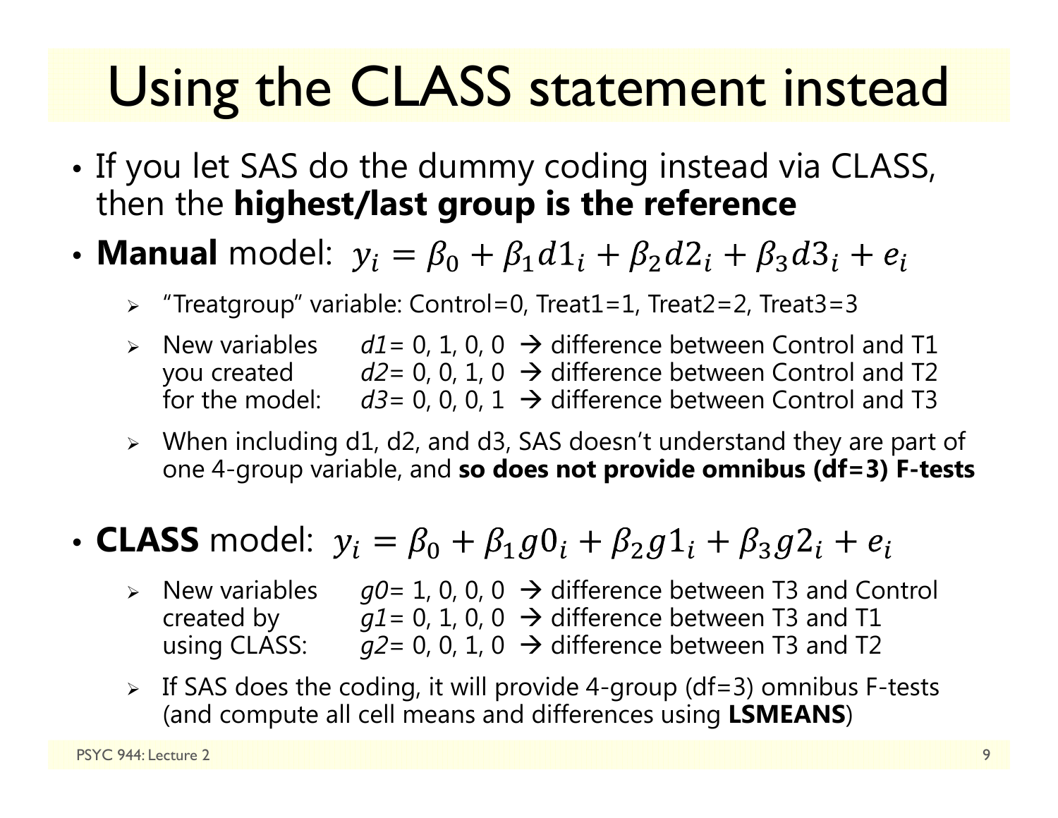# Using the CLASS statement instead

- If you let SAS do the dummy coding instead via CLASS, then the **highest/last group is the reference**
- **Manual** model: $y_i = \beta_0 + \beta_1 d1_i + \beta_2 d2_i + \beta_3 d3_i + e_i$
  - "Treatgroup" variable: Control=0, Treat1=1, Treat2=2, Treat3=3
  - New variables you created for the model:
    - *d1*= 0, 1, 0, 0 → difference between Control and T1
    - *d2*= 0, 0, 1, 0 → difference between Control and T2
    - *d3*= 0, 0, 0, 1 → difference between Control and T3
  - When including d1, d2, and d3, SAS doesn't understand they are part of one 4-group variable, and **so does not provide omnibus (df=3) F-tests**
- **CLASS** model: $y_i = \beta_0 + \beta_1 g0_i + \beta_2 g1_i + \beta_3 g2_i + e_i$
  - New variables created by using CLASS:
    - *g0*= 1, 0, 0, 0 → difference between T3 and Control
    - *g1*= 0, 1, 0, 0 → difference between T3 and T1
    - *g2*= 0, 0, 1, 0 → difference between T3 and T2
  - If SAS does the coding, it will provide 4-group (df=3) omnibus F-tests (and compute all cell means and differences using **LSMEANS**)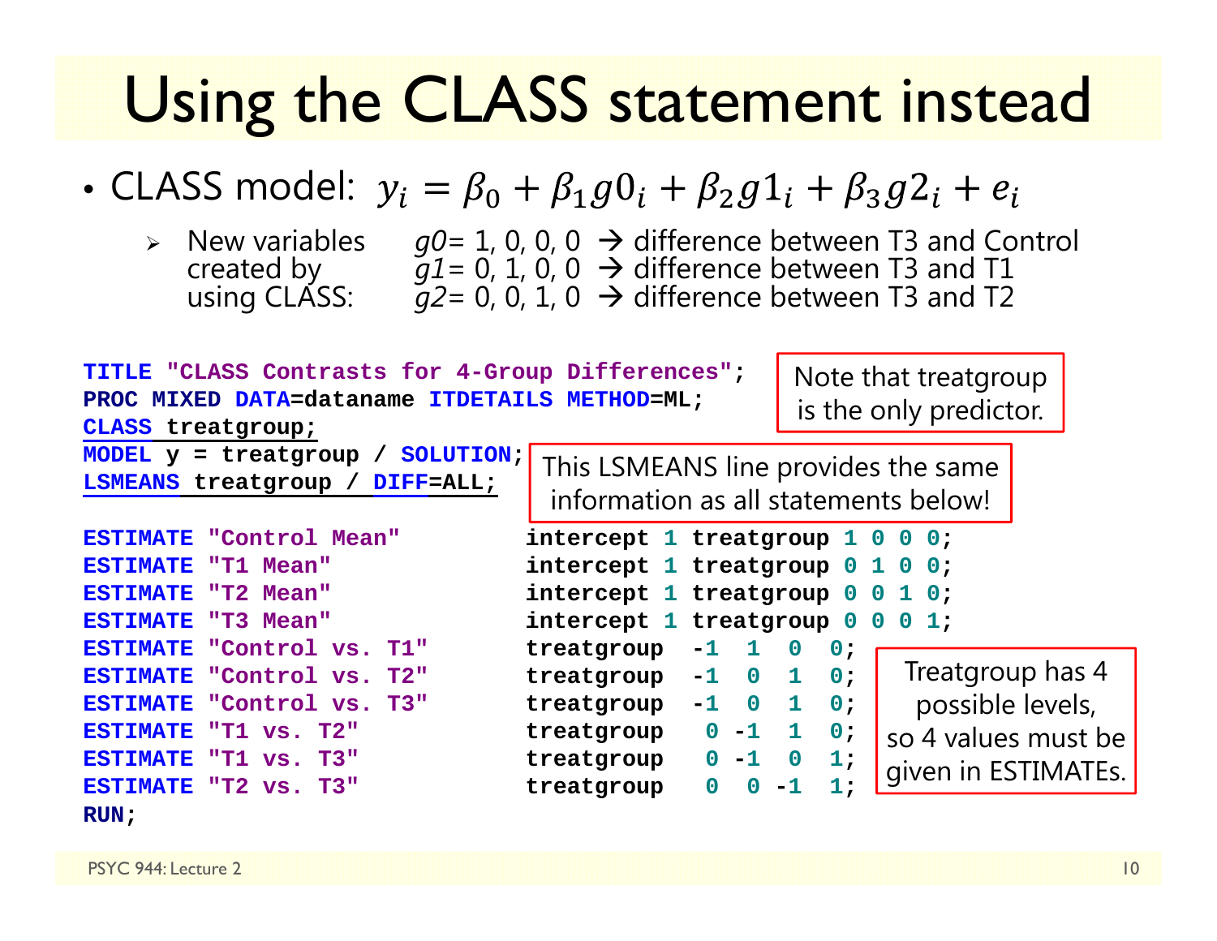# Using the CLASS statement instead

- CLASS model: $y_i = \beta_0 + \beta_1 g0_i + \beta_2 g1_i + \beta_3 g2_i + e_i$
  - New variables created by using CLASS:
    - *g0*= 1, 0, 0, 0 → difference between T3 and Control
    - *g1*= 0, 1, 0, 0 → difference between T3 and T1
    - *g2*= 0, 0, 1, 0 → difference between T3 and T2

```
TITLE "CLASS Contrasts for 4-Group Differences";
PROC MIXED DATA=dataname ITDETAILS METHOD=ML;
CLASS treatgroup;
MODEL y = treatgroup / SOLUTION;
LSMEANS treatgroup / DIFF=ALL;

ESTIMATE "Control Mean"        intercept 1 treatgroup 1 0 0 0;
ESTIMATE "T1 Mean"             intercept 1 treatgroup 0 1 0 0;
ESTIMATE "T2 Mean"             intercept 1 treatgroup 0 0 1 0;
ESTIMATE "T3 Mean"             intercept 1 treatgroup 0 0 0 1;
ESTIMATE "Control vs. T1"      treatgroup  -1  1  0  0;
ESTIMATE "Control vs. T2"      treatgroup  -1  0  1  0;
ESTIMATE "Control vs. T3"      treatgroup  -1  0  1  0;
ESTIMATE "T1 vs. T2"           treatgroup   0 -1  1  0;
ESTIMATE "T1 vs. T3"           treatgroup   0 -1  0  1;
ESTIMATE "T2 vs. T3"           treatgroup   0  0 -1  1;
RUN;
```

Note that treatgroup is the only predictor.

This LSMEANS line provides the same information as all statements below!

Treatgroup has 4 possible levels, so 4 values must be given in ESTIMATEs.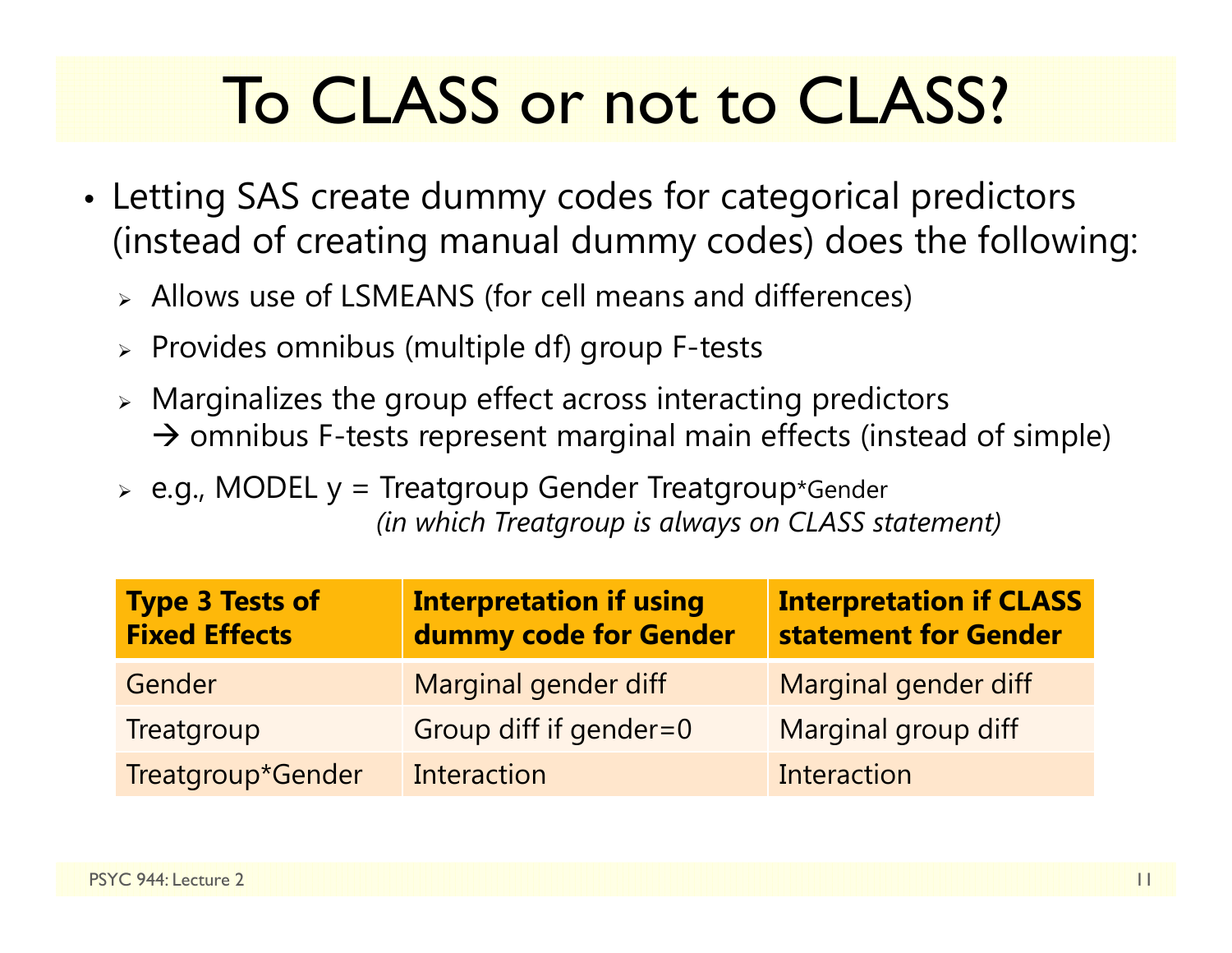# To CLASS or not to CLASS?

- Letting SAS create dummy codes for categorical predictors (instead of creating manual dummy codes) does the following:
  - Allows use of LSMEANS (for cell means and differences)
  - Provides omnibus (multiple df) group F-tests
  - Marginalizes the group effect across interacting predictors → omnibus F-tests represent marginal main effects (instead of simple)
  - e.g., MODEL y = Treatgroup Gender Treatgroup*Gender *(in which Treatgroup is always on CLASS statement)*

| Type 3 Tests of Fixed Effects | Interpretation if using dummy code for Gender | Interpretation if CLASS statement for Gender |
|---|---|---|
| Gender | Marginal gender diff | Marginal gender diff |
| Treatgroup | Group diff if gender=0 | Marginal group diff |
| Treatgroup*Gender | Interaction | Interaction |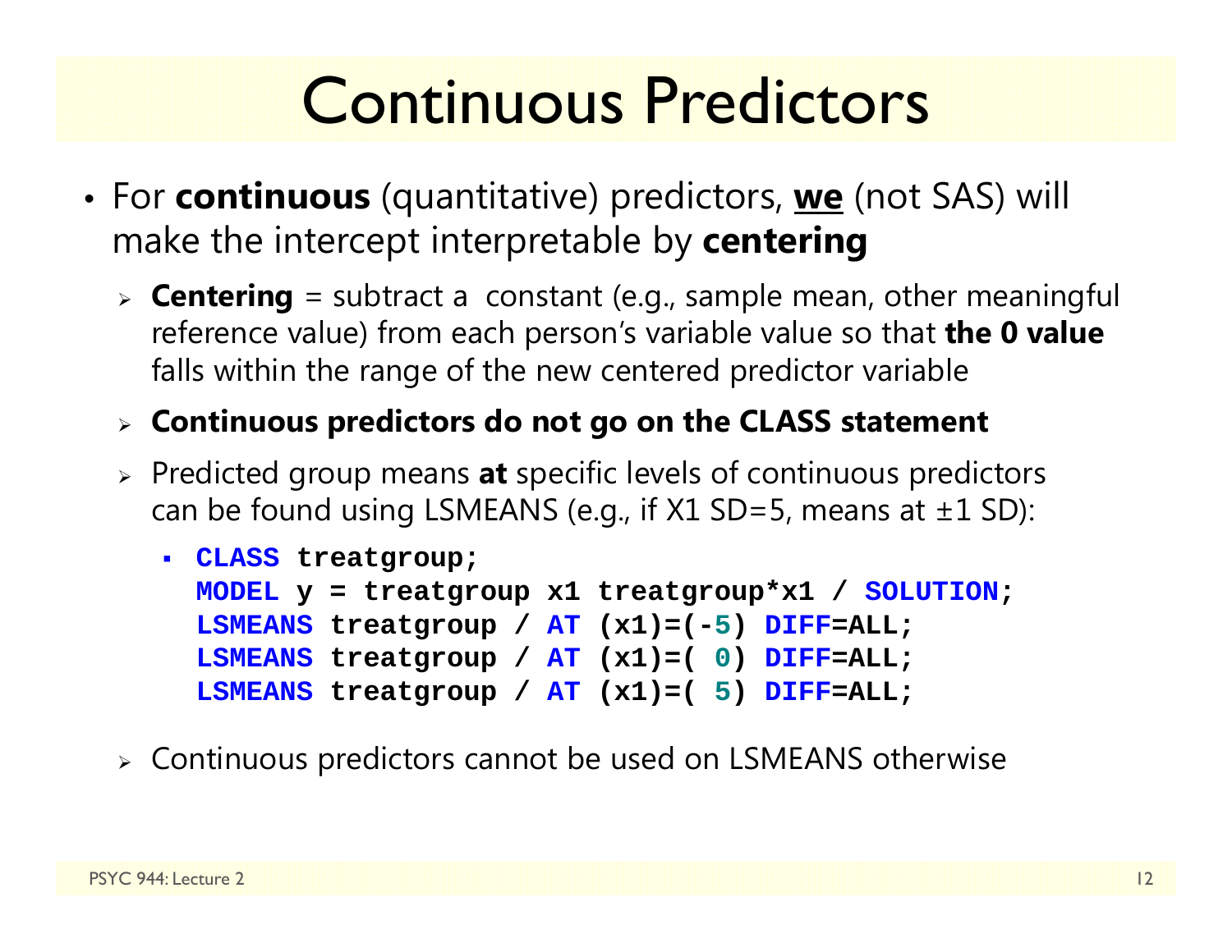# Continuous Predictors

- For **continuous** (quantitative) predictors, **we** (not SAS) will make the intercept interpretable by **centering**
  - **Centering** = subtract a constant (e.g., sample mean, other meaningful reference value) from each person's variable value so that **the 0 value** falls within the range of the new centered predictor variable
  - **Continuous predictors do not go on the CLASS statement**
  - Predicted group means **at** specific levels of continuous predictors can be found using LSMEANS (e.g., if X1 SD=5, means at ±1 SD):
    - ```
      CLASS treatgroup;
      MODEL y = treatgroup x1 treatgroup*x1 / SOLUTION;
      LSMEANS treatgroup / AT (x1)=(-5) DIFF=ALL;
      LSMEANS treatgroup / AT (x1)=( 0) DIFF=ALL;
      LSMEANS treatgroup / AT (x1)=( 5) DIFF=ALL;
      ```
  - Continuous predictors cannot be used on LSMEANS otherwise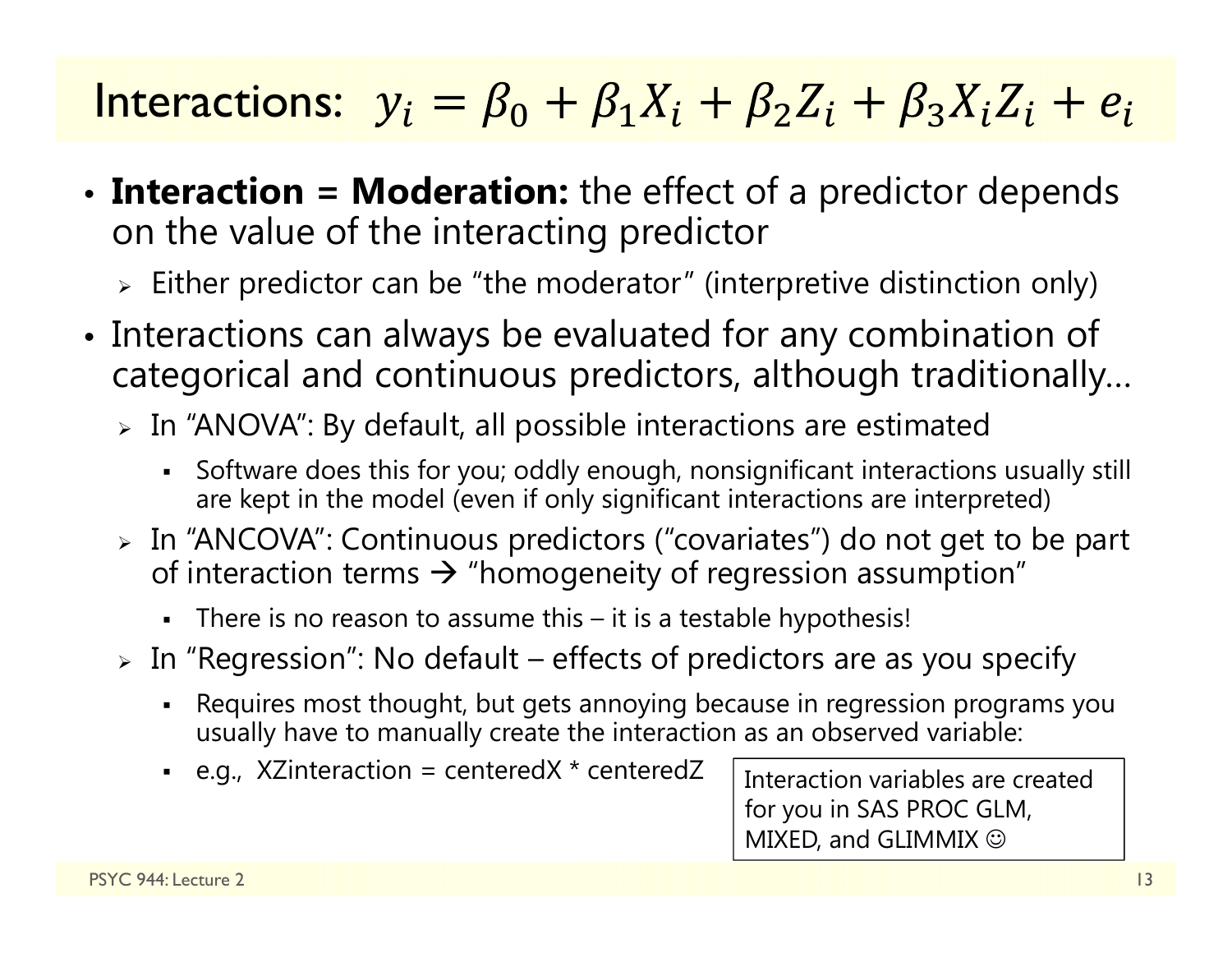# Interactions: $y_i = \beta_0 + \beta_1 X_i + \beta_2 Z_i + \beta_3 X_i Z_i + e_i$

- **Interaction = Moderation:** the effect of a predictor depends on the value of the interacting predictor
  - Either predictor can be "the moderator" (interpretive distinction only)
- Interactions can always be evaluated for any combination of categorical and continuous predictors, although traditionally...
  - In "ANOVA": By default, all possible interactions are estimated
    - Software does this for you; oddly enough, nonsignificant interactions usually still are kept in the model (even if only significant interactions are interpreted)
  - In "ANCOVA": Continuous predictors ("covariates") do not get to be part of interaction terms → "homogeneity of regression assumption"
    - There is no reason to assume this – it is a testable hypothesis!
  - In "Regression": No default – effects of predictors are as you specify
    - Requires most thought, but gets annoying because in regression programs you usually have to manually create the interaction as an observed variable:
    - e.g., XZinteraction = centeredX * centeredZ

Interaction variables are created for you in SAS PROC GLM, MIXED, and GLIMMIX ☺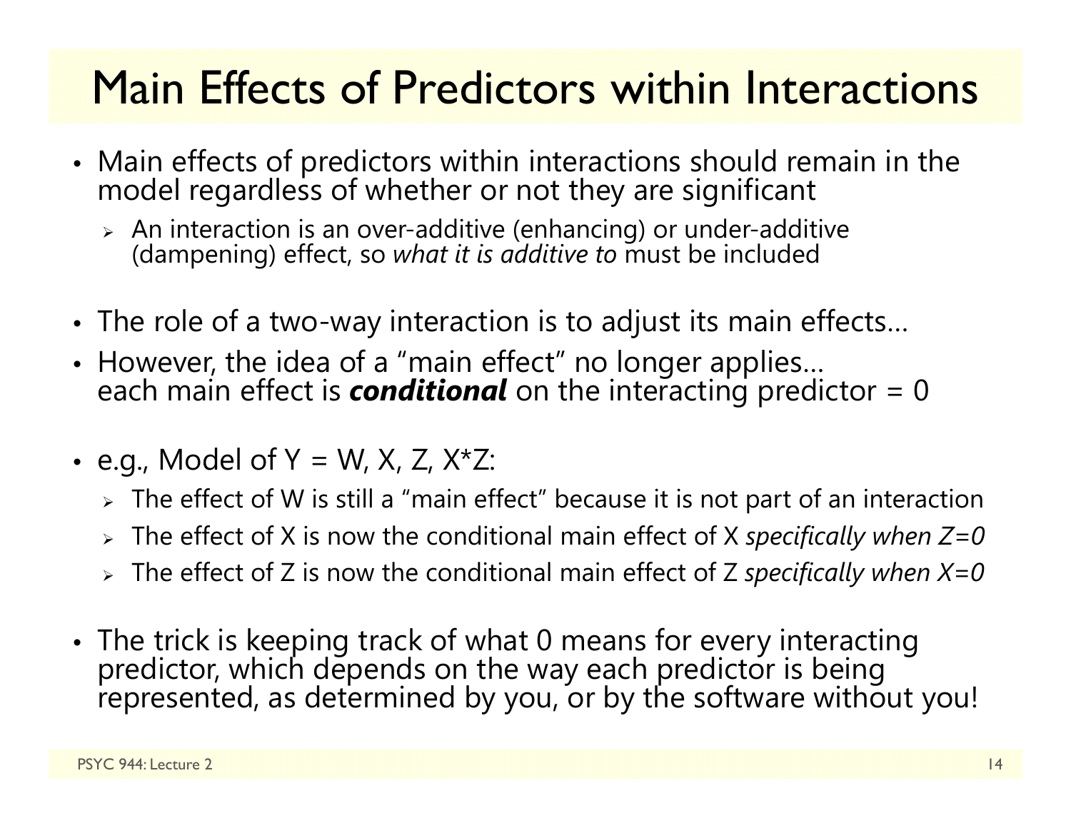# Main Effects of Predictors within Interactions

- Main effects of predictors within interactions should remain in the model regardless of whether or not they are significant
  - An interaction is an over-additive (enhancing) or under-additive (dampening) effect, so *what it is additive to* must be included

- The role of a two-way interaction is to adjust its main effects…
- However, the idea of a "main effect" no longer applies… each main effect is ***conditional*** on the interacting predictor = 0

- e.g., Model of Y = W, X, Z, X*Z:
  - The effect of W is still a "main effect" because it is not part of an interaction
  - The effect of X is now the conditional main effect of X *specifically when Z=0*
  - The effect of Z is now the conditional main effect of Z *specifically when X=0*

- The trick is keeping track of what 0 means for every interacting predictor, which depends on the way each predictor is being represented, as determined by you, or by the software without you!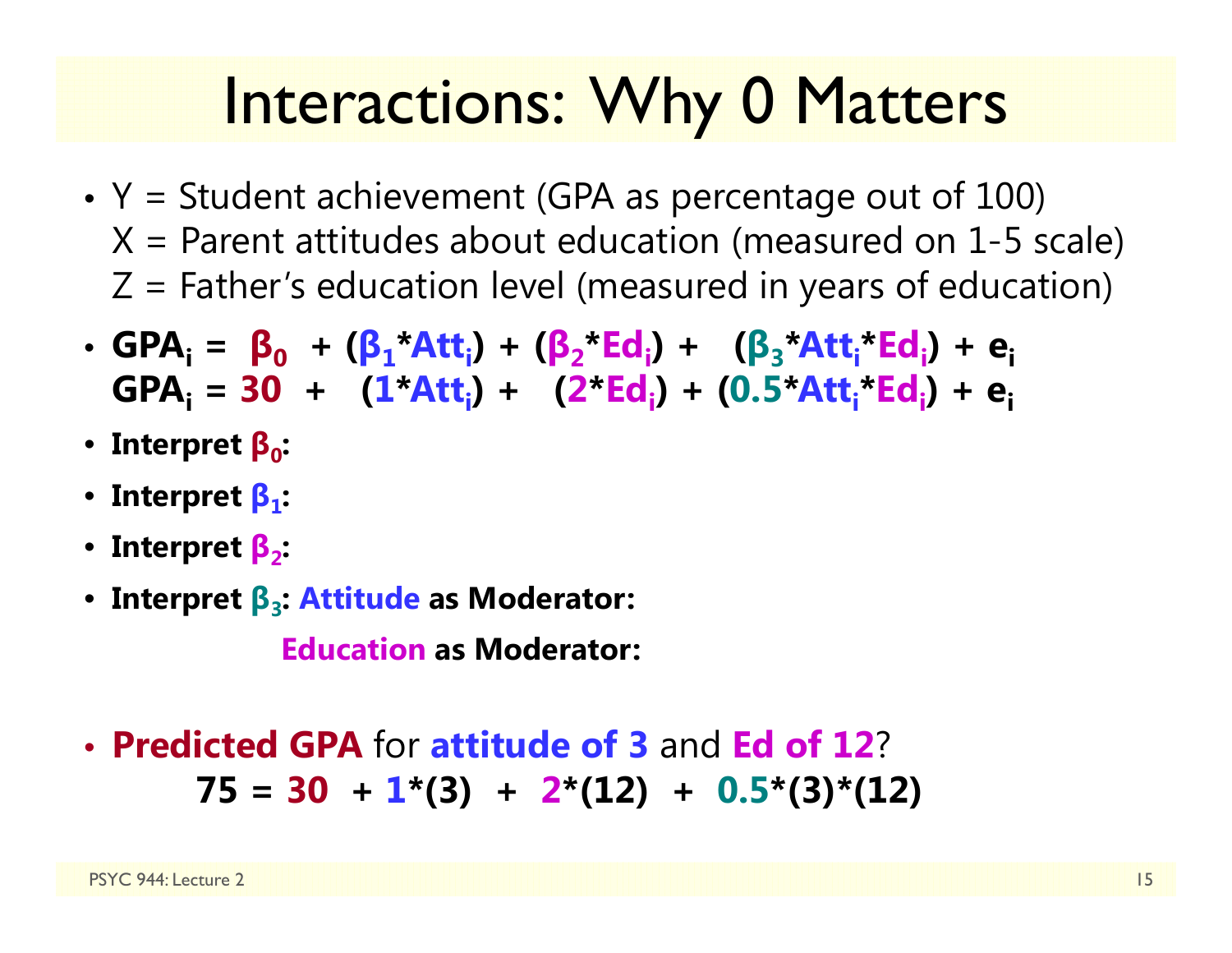# Interactions: Why 0 Matters

- Y = Student achievement (GPA as percentage out of 100)
  X = Parent attitudes about education (measured on 1-5 scale)
  Z = Father's education level (measured in years of education)
- $GPA_i = \beta_0 + (\beta_1 * Att_i) + (\beta_2 * Ed_i) + (\beta_3 * Att_i * Ed_i) + e_i$
  $GPA_i = 30 + (1 * Att_i) + (2 * Ed_i) + (0.5 * Att_i * Ed_i) + e_i$
- **Interpret $\beta_0$:**
- **Interpret $\beta_1$:**
- **Interpret $\beta_2$:**
- **Interpret $\beta_3$: Attitude as Moderator:**

  **Education as Moderator:**

- **Predicted GPA** for **attitude of 3** and **Ed of 12**?

$$75 = 30 + 1*(3) + 2*(12) + 0.5*(3)*(12)$$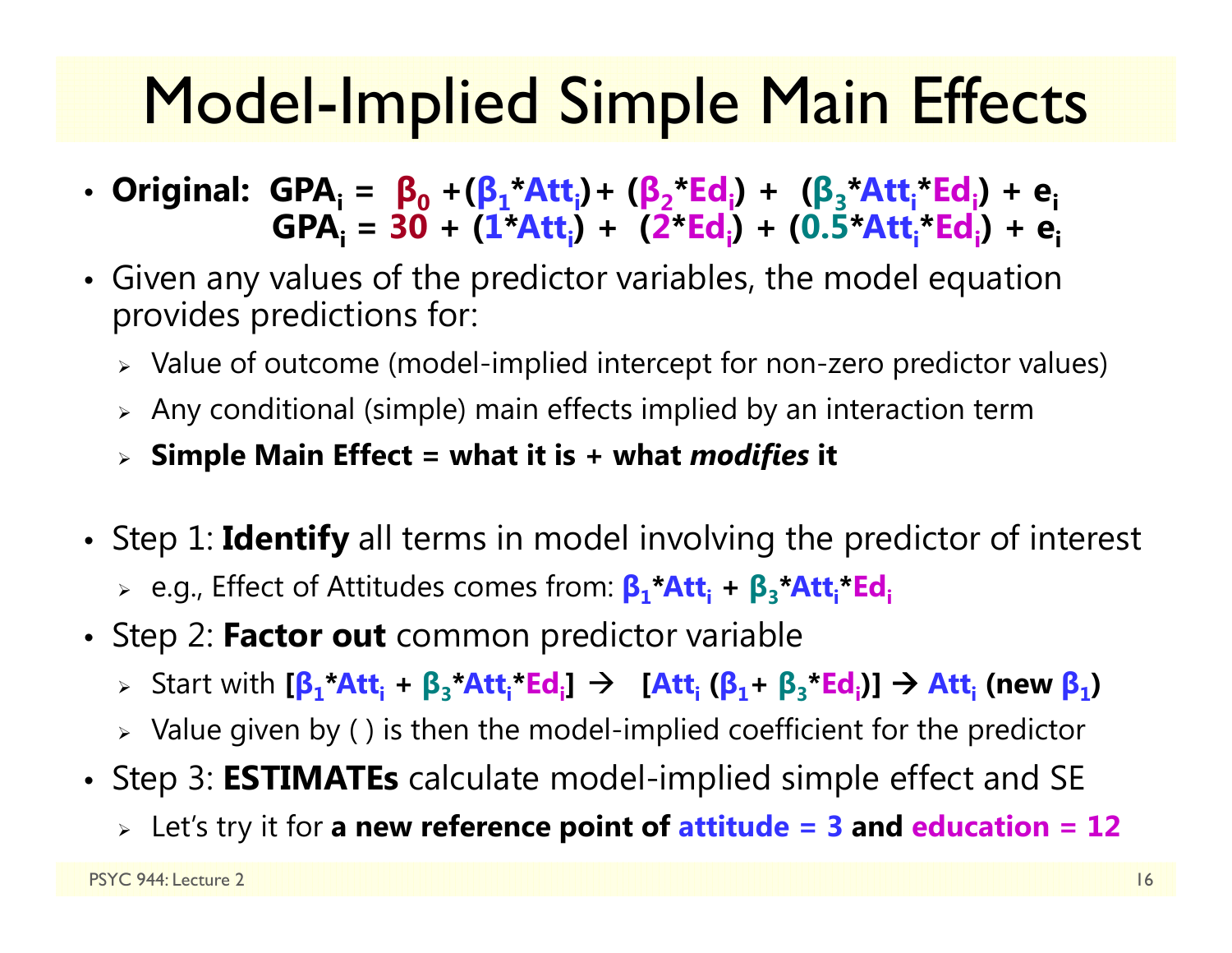# Model-Implied Simple Main Effects

- **Original:** $GPA_i = \beta_0 + (\beta_1 * Att_i) + (\beta_2 * Ed_i) + (\beta_3 * Att_i * Ed_i) + e_i$

  $GPA_i = 30 + (1 * Att_i) + (2 * Ed_i) + (0.5 * Att_i * Ed_i) + e_i$

- Given any values of the predictor variables, the model equation provides predictions for:
  - Value of outcome (model-implied intercept for non-zero predictor values)
  - Any conditional (simple) main effects implied by an interaction term
  - **Simple Main Effect = what it is + what *modifies* it**

- Step 1: **Identify** all terms in model involving the predictor of interest
  - e.g., Effect of Attitudes comes from: $\beta_1 * Att_i + \beta_3 * Att_i * Ed_i$
- Step 2: **Factor out** common predictor variable
  - Start with $[\beta_1 * Att_i + \beta_3 * Att_i * Ed_i]$ → $[Att_i (\beta_1 + \beta_3 * Ed_i)]$ → $Att_i$ **(new $\beta_1$)**
  - Value given by ( ) is then the model-implied coefficient for the predictor
- Step 3: **ESTIMATEs** calculate model-implied simple effect and SE
  - Let's try it for **a new reference point of attitude = 3 and education = 12**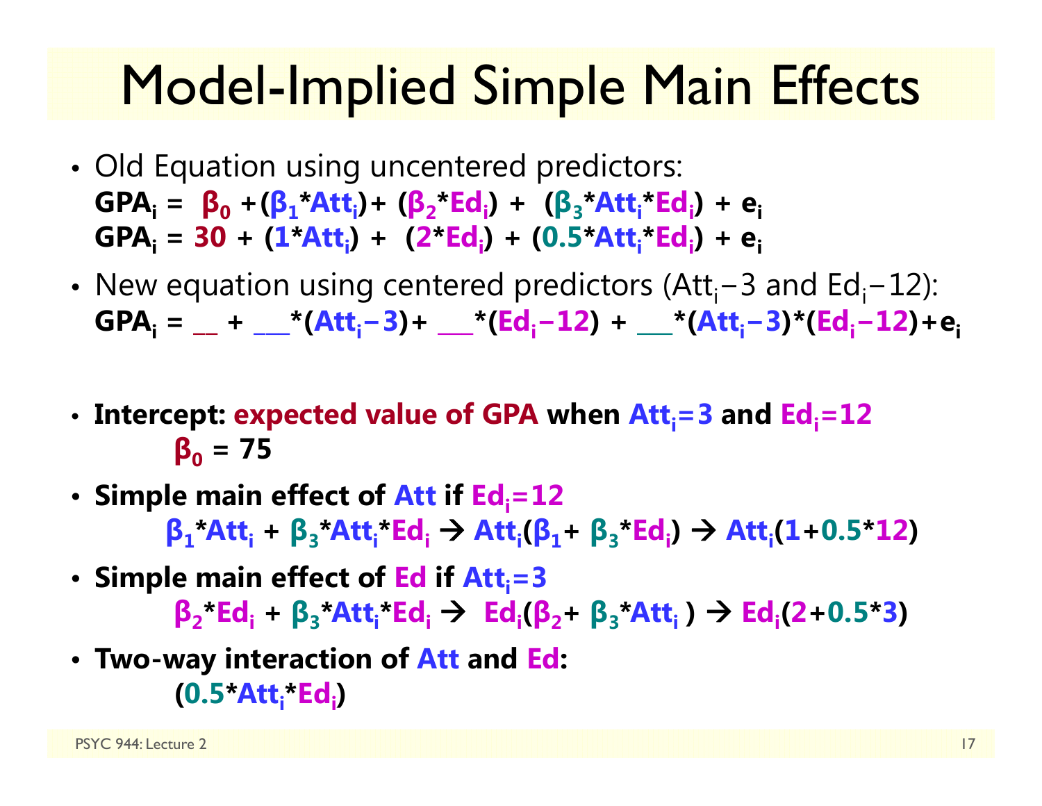# Model-Implied Simple Main Effects

- Old Equation using uncentered predictors:
  $\mathbf{GPA_i = \beta_0 + (\beta_1 * Att_i) + (\beta_2 * Ed_i) + (\beta_3 * Att_i * Ed_i) + e_i}$
  $\mathbf{GPA_i = 30 + (1 * Att_i) + (2 * Ed_i) + (0.5 * Att_i * Ed_i) + e_i}$
- New equation using centered predictors ($Att_i - 3$ and $Ed_i - 12$):
  $\mathbf{GPA_i = \_\_ + \_\_\_ * (Att_i - 3) + \_\_\_ * (Ed_i - 12) + \_\_\_ * (Att_i - 3) * (Ed_i - 12) + e_i}$
- **Intercept: expected value of GPA when $Att_i = 3$ and $Ed_i = 12$**
  $\mathbf{\beta_0 = 75}$
- **Simple main effect of Att if $Ed_i = 12$**
  $\mathbf{\beta_1 * Att_i + \beta_3 * Att_i * Ed_i \rightarrow Att_i(\beta_1 + \beta_3 * Ed_i) \rightarrow Att_i(1 + 0.5 * 12)}$
- **Simple main effect of Ed if $Att_i = 3$**
  $\mathbf{\beta_2 * Ed_i + \beta_3 * Att_i * Ed_i \rightarrow Ed_i(\beta_2 + \beta_3 * Att_i) \rightarrow Ed_i(2 + 0.5 * 3)}$
- **Two-way interaction of Att and Ed:**
  $\mathbf{(0.5 * Att_i * Ed_i)}$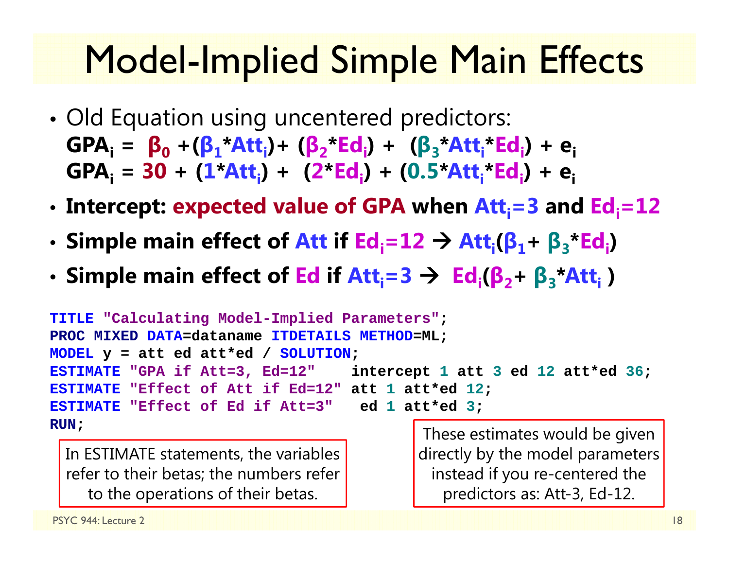# Model-Implied Simple Main Effects

- Old Equation using uncentered predictors:
  $GPA_i = \beta_0 + (\beta_1 * Att_i) + (\beta_2 * Ed_i) + (\beta_3 * Att_i * Ed_i) + e_i$
  $GPA_i = 30 + (1 * Att_i) + (2 * Ed_i) + (0.5 * Att_i * Ed_i) + e_i$
- **Intercept: expected value of GPA when $Att_i = 3$ and $Ed_i = 12$**
- **Simple main effect of Att if $Ed_i = 12$ → $Att_i(\beta_1 + \beta_3 * Ed_i)$**
- **Simple main effect of Ed if $Att_i = 3$ → $Ed_i(\beta_2 + \beta_3 * Att_i)$**

```
TITLE "Calculating Model-Implied Parameters";
PROC MIXED DATA=dataname ITDETAILS METHOD=ML;
MODEL y = att ed att*ed / SOLUTION;
ESTIMATE "GPA if Att=3, Ed=12"    intercept 1 att 3 ed 12 att*ed 36;
ESTIMATE "Effect of Att if Ed=12" att 1 att*ed 12;
ESTIMATE "Effect of Ed if Att=3"   ed 1 att*ed 3;
RUN;
```

In ESTIMATE statements, the variables refer to their betas; the numbers refer to the operations of their betas.

These estimates would be given directly by the model parameters instead if you re-centered the predictors as: Att-3, Ed-12.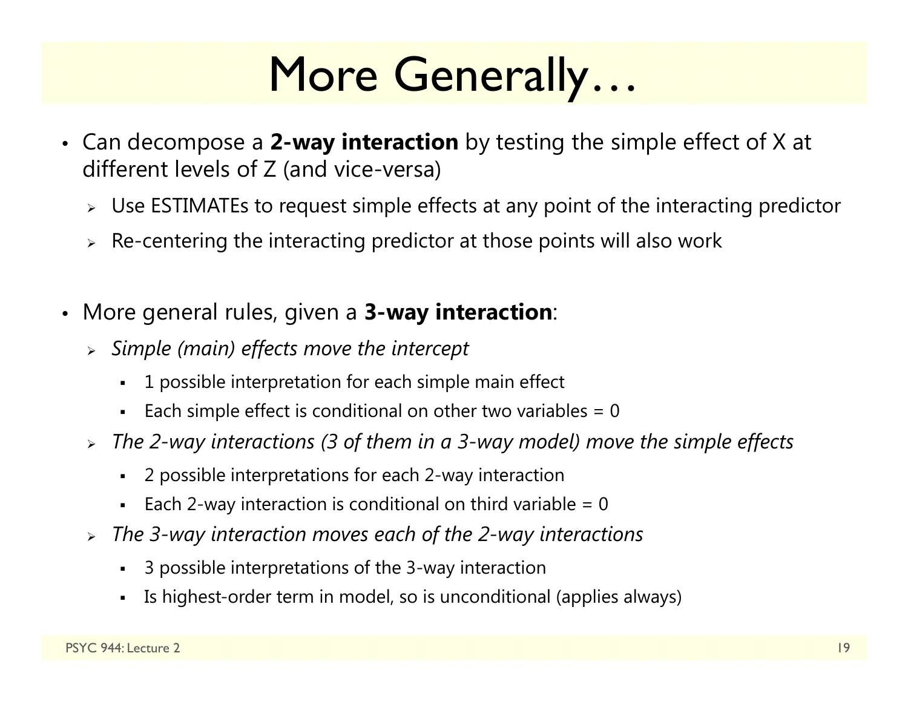# More Generally…

- Can decompose a **2-way interaction** by testing the simple effect of X at different levels of Z (and vice-versa)
  - Use ESTIMATEs to request simple effects at any point of the interacting predictor
  - Re-centering the interacting predictor at those points will also work

- More general rules, given a **3-way interaction**:
  - *Simple (main) effects move the intercept*
    - 1 possible interpretation for each simple main effect
    - Each simple effect is conditional on other two variables = 0
  - *The 2-way interactions (3 of them in a 3-way model) move the simple effects*
    - 2 possible interpretations for each 2-way interaction
    - Each 2-way interaction is conditional on third variable = 0
  - *The 3-way interaction moves each of the 2-way interactions*
    - 3 possible interpretations of the 3-way interaction
    - Is highest-order term in model, so is unconditional (applies always)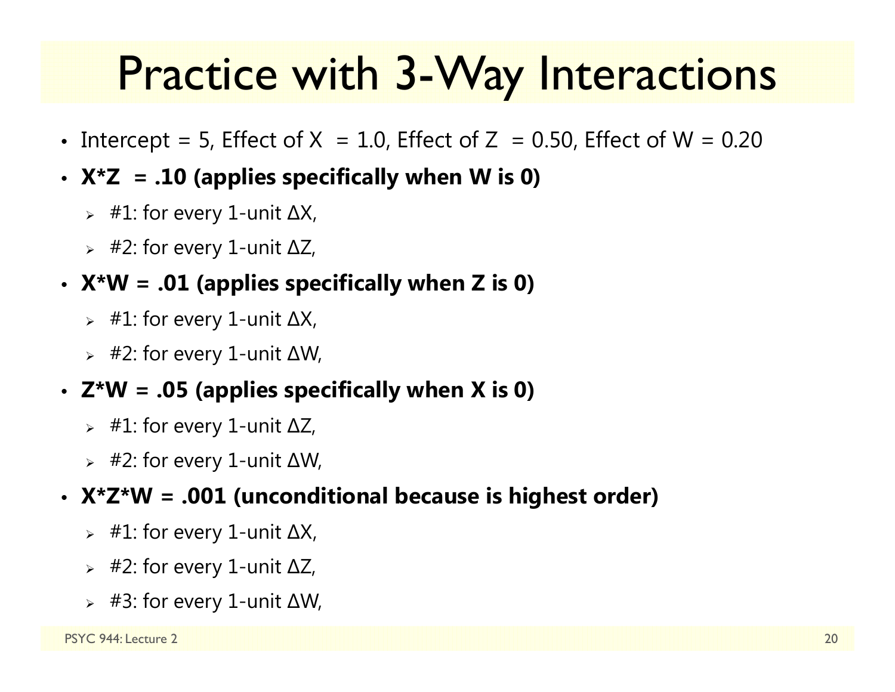# Practice with 3-Way Interactions

- Intercept = 5, Effect of X = 1.0, Effect of Z = 0.50, Effect of W = 0.20
- **X*Z = .10 (applies specifically when W is 0)**
  - #1: for every 1-unit ΔX,
  - #2: for every 1-unit ΔZ,
- **X*W = .01 (applies specifically when Z is 0)**
  - #1: for every 1-unit ΔX,
  - #2: for every 1-unit ΔW,
- **Z*W = .05 (applies specifically when X is 0)**
  - #1: for every 1-unit ΔZ,
  - #2: for every 1-unit ΔW,
- **X*Z*W = .001 (unconditional because is highest order)**
  - #1: for every 1-unit ΔX,
  - #2: for every 1-unit ΔZ,
  - #3: for every 1-unit ΔW,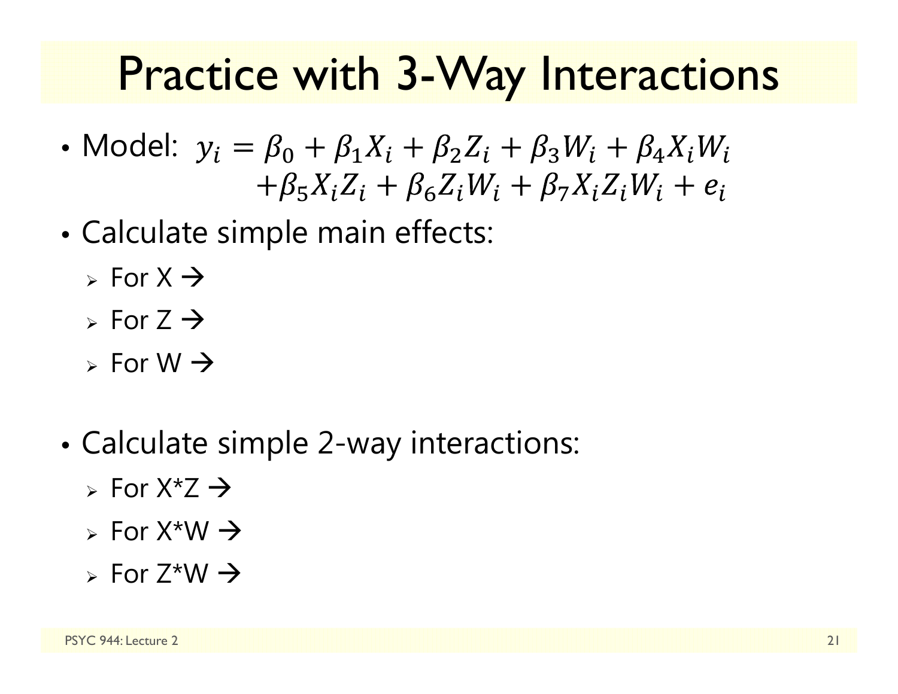# Practice with 3-Way Interactions

- Model: $y_i = \beta_0 + \beta_1 X_i + \beta_2 Z_i + \beta_3 W_i + \beta_4 X_i W_i$
  $+\beta_5 X_i Z_i + \beta_6 Z_i W_i + \beta_7 X_i Z_i W_i + e_i$

- Calculate simple main effects:
  - For X →
  - For Z →
  - For W →

- Calculate simple 2-way interactions:
  - For X*Z →
  - For X*W →
  - For Z*W →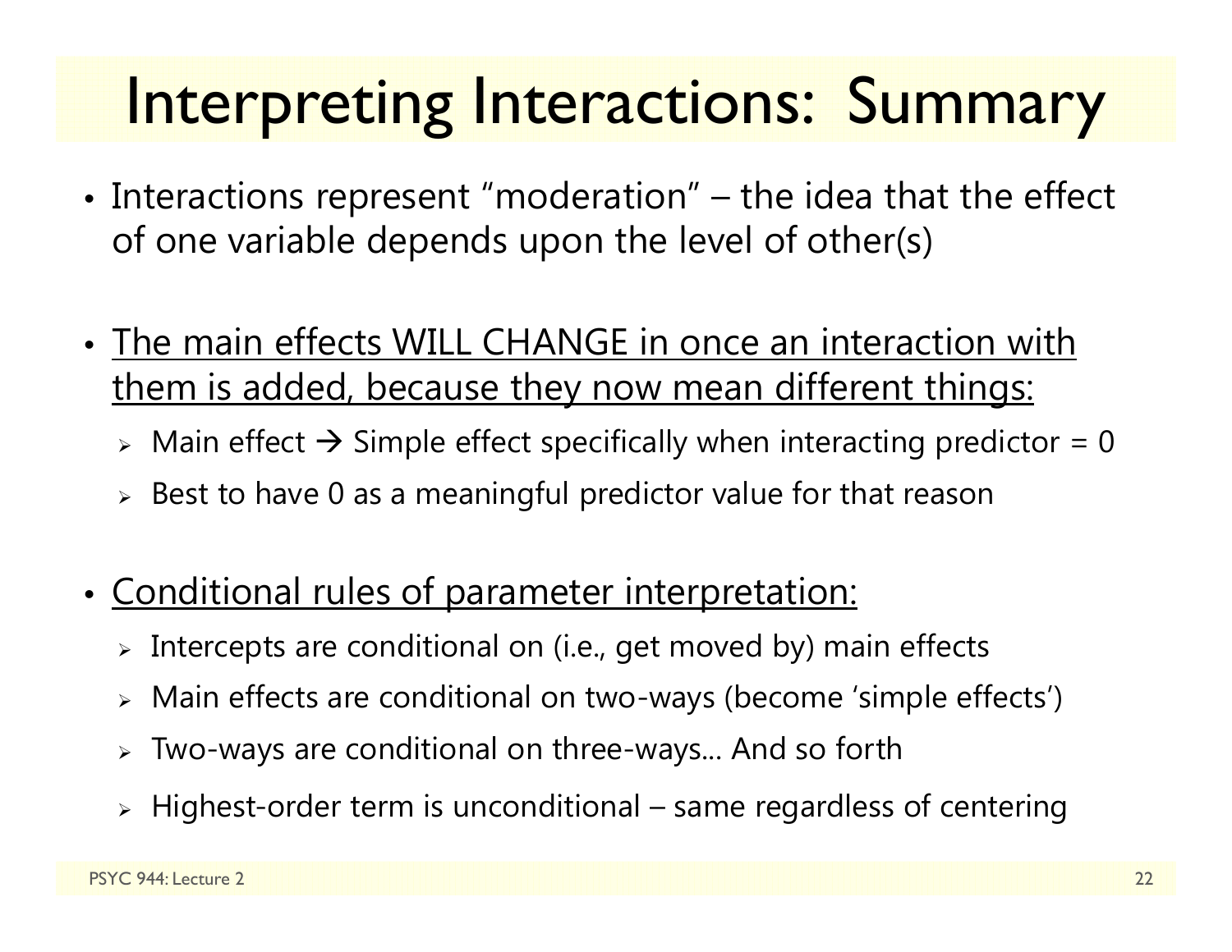# Interpreting Interactions: Summary

- Interactions represent "moderation" – the idea that the effect of one variable depends upon the level of other(s)

- <u>The main effects WILL CHANGE in once an interaction with them is added, because they now mean different things:</u>
  - Main effect → Simple effect specifically when interacting predictor = 0
  - Best to have 0 as a meaningful predictor value for that reason

- <u>Conditional rules of parameter interpretation:</u>
  - Intercepts are conditional on (i.e., get moved by) main effects
  - Main effects are conditional on two-ways (become 'simple effects')
  - Two-ways are conditional on three-ways… And so forth
  - Highest-order term is unconditional – same regardless of centering